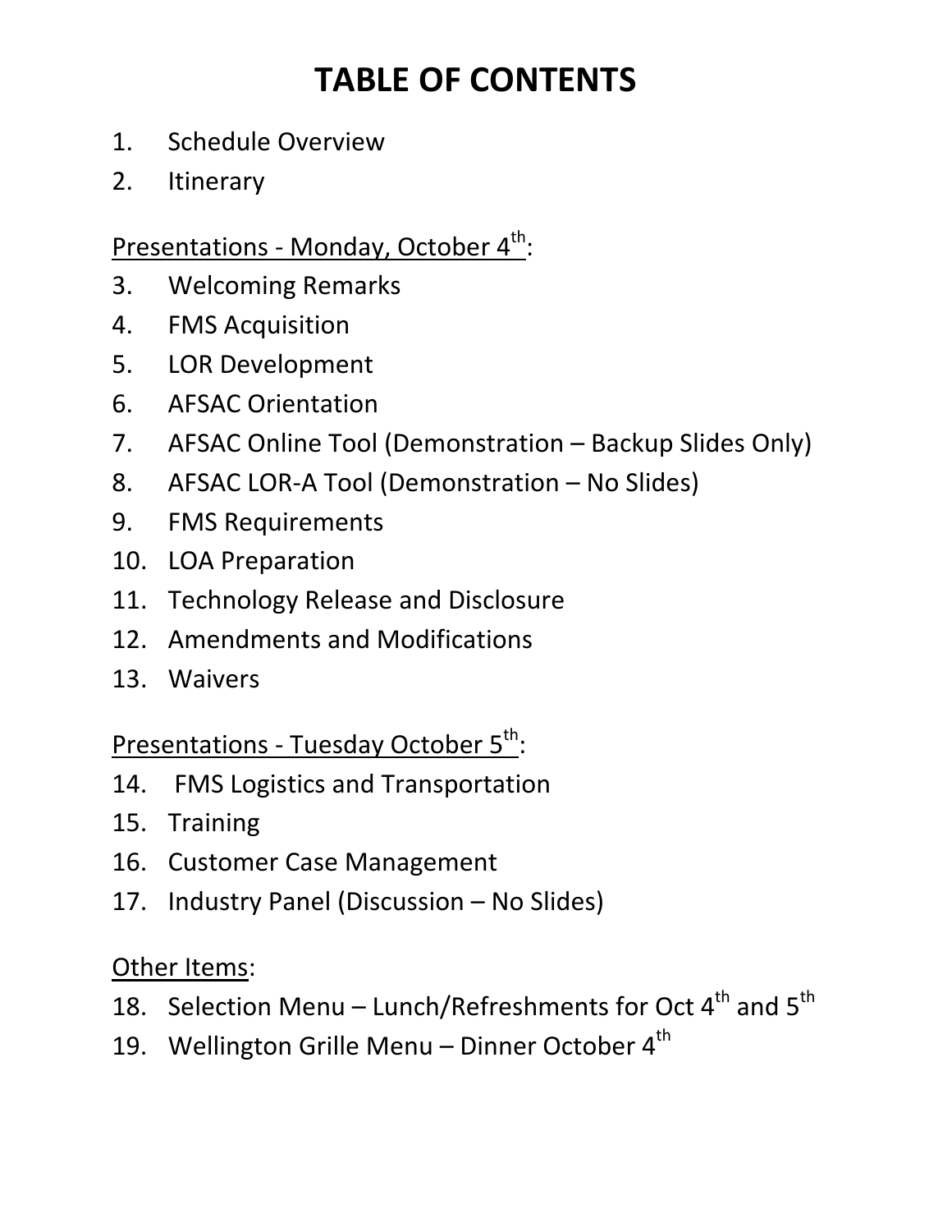# TABLE OF CONTENTS

1. Schedule Overview
2. Itinerary

Presentations - Monday, October 4th:

3. Welcoming Remarks
4. FMS Acquisition
5. LOR Development
6. AFSAC Orientation
7. AFSAC Online Tool (Demonstration – Backup Slides Only)
8. AFSAC LOR-A Tool (Demonstration – No Slides)
9. FMS Requirements
10. LOA Preparation
11. Technology Release and Disclosure
12. Amendments and Modifications
13. Waivers

Presentations - Tuesday October 5th:

14. FMS Logistics and Transportation
15. Training
16. Customer Case Management
17. Industry Panel (Discussion – No Slides)

Other Items:

18. Selection Menu – Lunch/Refreshments for Oct 4th and 5th
19. Wellington Grille Menu – Dinner October 4th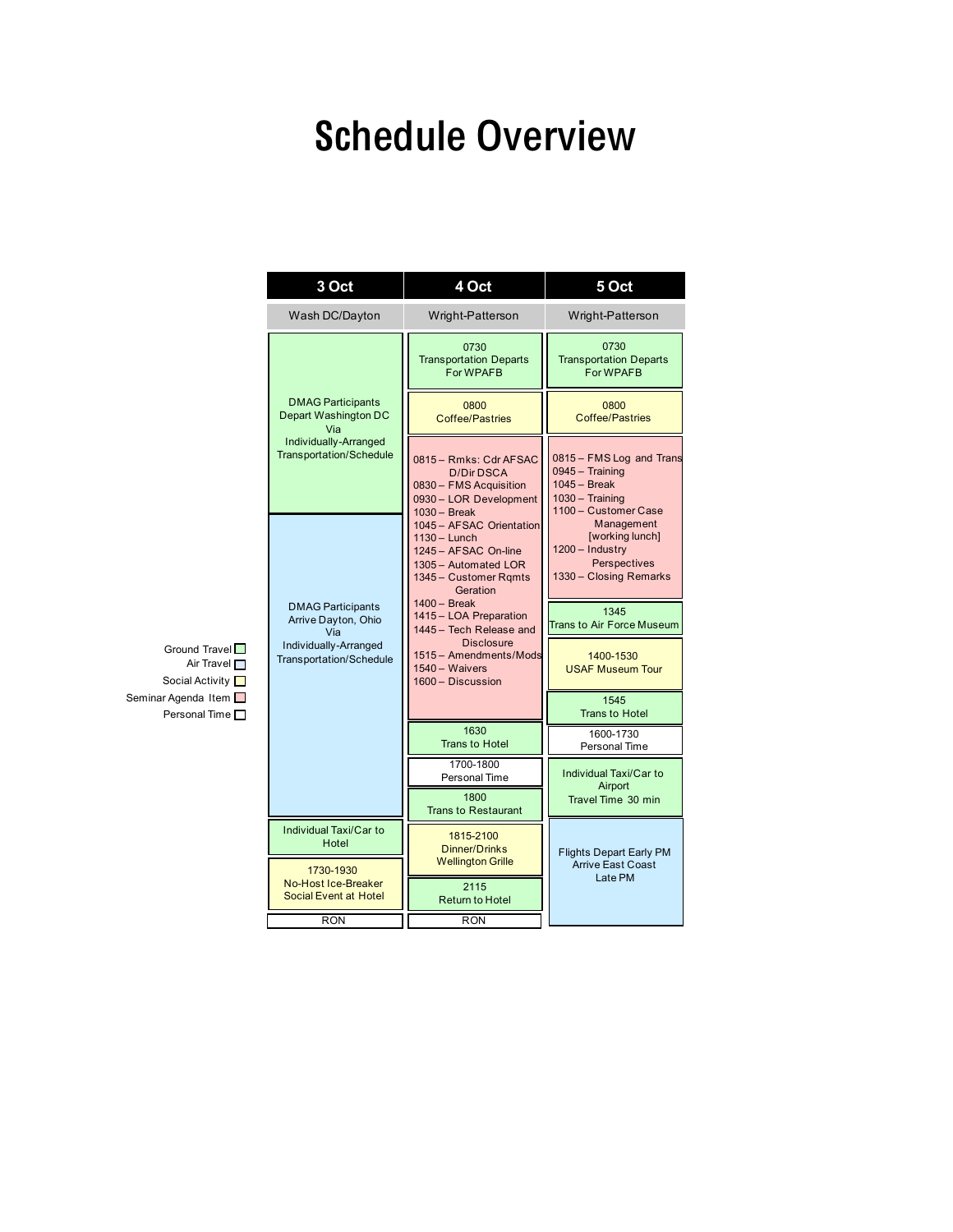# Schedule Overview

| 3 Oct | 4 Oct | 5 Oct |
|---|---|---|
| Wash DC/Dayton | Wright-Patterson | Wright-Patterson |
| DMAG Participants Depart Washington DC Via Individually-Arranged Transportation/Schedule | 0730 Transportation Departs For WPAFB | 0730 Transportation Departs For WPAFB |
| | 0800 Coffee/Pastries | 0800 Coffee/Pastries |
| DMAG Participants Arrive Dayton, Ohio Via Individually-Arranged Transportation/Schedule | 0815 – Rmks: Cdr AFSAC D/Dir DSCA<br>0830 – FMS Acquisition<br>0930 – LOR Development<br>1030 – Break<br>1045 – AFSAC Orientation<br>1130 – Lunch<br>1245 – AFSAC On-line<br>1305 – Automated LOR<br>1345 – Customer Rqmts Geration<br>1400 – Break<br>1415 – LOA Preparation<br>1445 – Tech Release and Disclosure<br>1515 – Amendments/Mods<br>1540 – Waivers<br>1600 – Discussion | 0815 – FMS Log and Trans<br>0945 – Training<br>1045 – Break<br>1030 – Training<br>1100 – Customer Case Management [working lunch]<br>1200 – Industry Perspectives<br>1330 – Closing Remarks |
| | | 1345 Trans to Air Force Museum |
| | | 1400-1530 USAF Museum Tour |
| | | 1545 Trans to Hotel |
| | 1630 Trans to Hotel | 1600-1730 Personal Time |
| | 1700-1800 Personal Time | Individual Taxi/Car to Airport Travel Time 30 min |
| | 1800 Trans to Restaurant | |
| Individual Taxi/Car to Hotel | 1815-2100 Dinner/Drinks Wellington Grille | Flights Depart Early PM Arrive East Coast Late PM |
| 1730-1930 No-Host Ice-Breaker Social Event at Hotel | 2115 Return to Hotel | |
| RON | RON | |

Legend:
- Ground Travel (green)
- Air Travel (blue)
- Social Activity (yellow)
- Seminar Agenda Item (pink)
- Personal Time (white)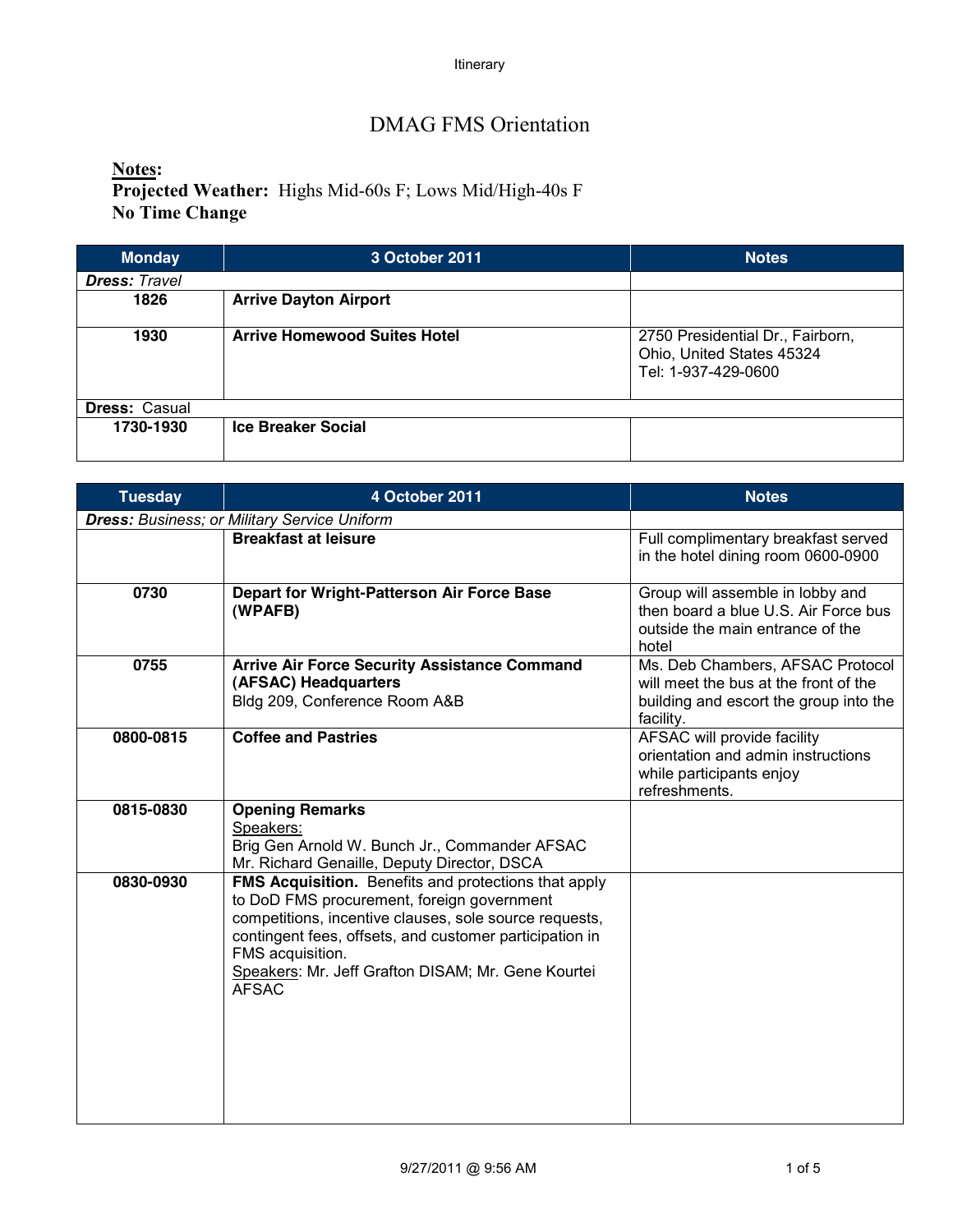Itinerary

# DMAG FMS Orientation

**Notes:**

**Projected Weather:** Highs Mid-60s F; Lows Mid/High-40s F

**No Time Change**

| Monday | 3 October 2011 | Notes |
|---|---|---|
| ***Dress:*** *Travel* | | |
| **1826** | **Arrive Dayton Airport** | |
| **1930** | **Arrive Homewood Suites Hotel** | 2750 Presidential Dr., Fairborn, Ohio, United States 45324<br>Tel: 1-937-429-0600 |
| **Dress:** Casual | | |
| **1730-1930** | **Ice Breaker Social** | |

| Tuesday | 4 October 2011 | Notes |
|---|---|---|
| ***Dress:*** *Business; or Military Service Uniform* | | |
| | **Breakfast at leisure** | Full complimentary breakfast served in the hotel dining room 0600-0900 |
| **0730** | **Depart for Wright-Patterson Air Force Base (WPAFB)** | Group will assemble in lobby and then board a blue U.S. Air Force bus outside the main entrance of the hotel |
| **0755** | **Arrive Air Force Security Assistance Command (AFSAC) Headquarters**<br>Bldg 209, Conference Room A&B | Ms. Deb Chambers, AFSAC Protocol will meet the bus at the front of the building and escort the group into the facility. |
| **0800-0815** | **Coffee and Pastries** | AFSAC will provide facility orientation and admin instructions while participants enjoy refreshments. |
| **0815-0830** | **Opening Remarks**<br>Speakers:<br>Brig Gen Arnold W. Bunch Jr., Commander AFSAC<br>Mr. Richard Genaille, Deputy Director, DSCA | |
| **0830-0930** | **FMS Acquisition.** Benefits and protections that apply to DoD FMS procurement, foreign government competitions, incentive clauses, sole source requests, contingent fees, offsets, and customer participation in FMS acquisition.<br>Speakers: Mr. Jeff Grafton DISAM; Mr. Gene Kourtei AFSAC | |

9/27/2011 @ 9:56 AM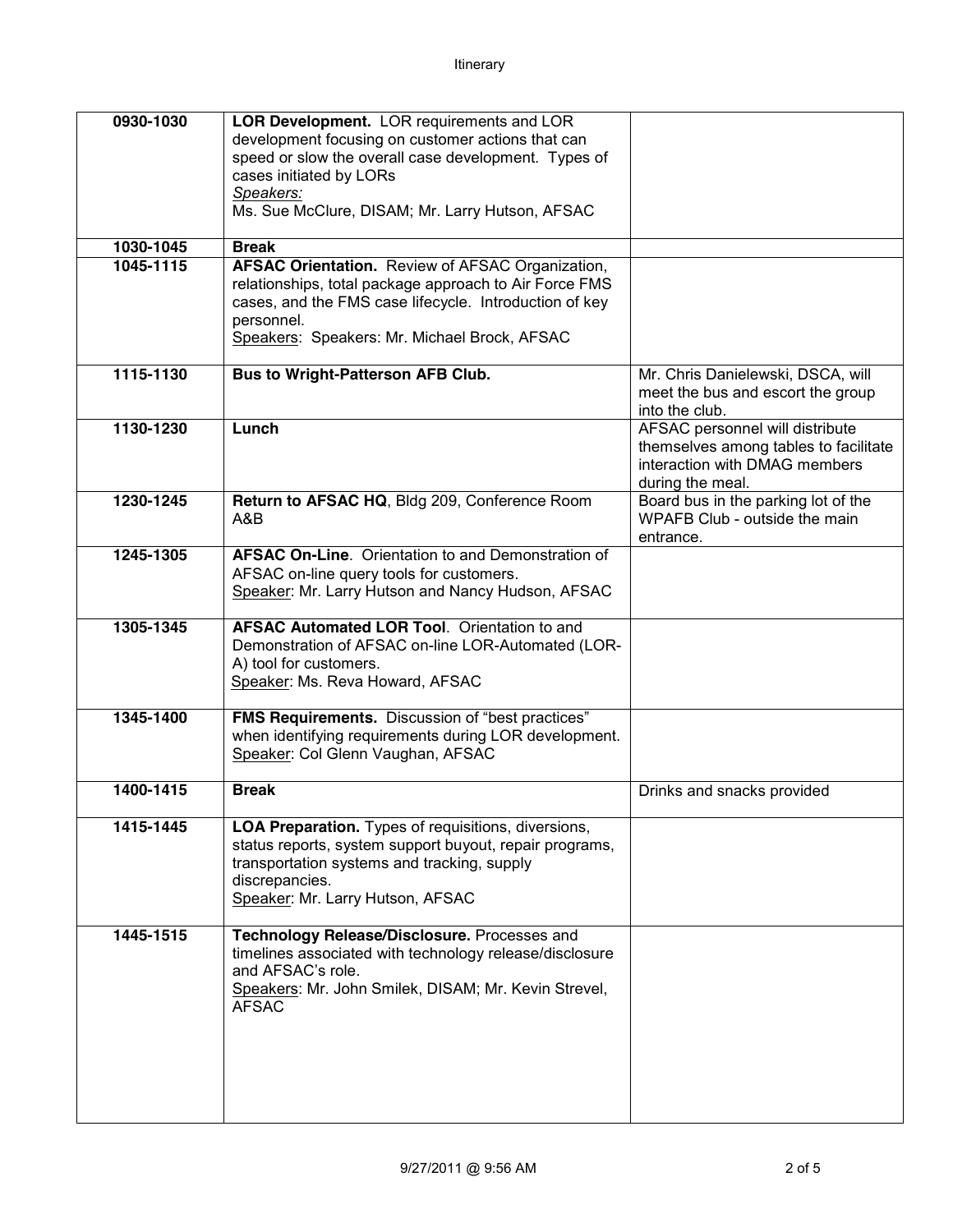| | | |
|---|---|---|
| **0930-1030** | **LOR Development.** LOR requirements and LOR development focusing on customer actions that can speed or slow the overall case development. Types of cases initiated by LORs<br>*Speakers:*<br>Ms. Sue McClure, DISAM; Mr. Larry Hutson, AFSAC | |
| **1030-1045** | **Break** | |
| **1045-1115** | **AFSAC Orientation.** Review of AFSAC Organization, relationships, total package approach to Air Force FMS cases, and the FMS case lifecycle. Introduction of key personnel.<br>Speakers: Speakers: Mr. Michael Brock, AFSAC | |
| **1115-1130** | **Bus to Wright-Patterson AFB Club.** | Mr. Chris Danielewski, DSCA, will meet the bus and escort the group into the club. |
| **1130-1230** | **Lunch** | AFSAC personnel will distribute themselves among tables to facilitate interaction with DMAG members during the meal. |
| **1230-1245** | **Return to AFSAC HQ**, Bldg 209, Conference Room A&B | Board bus in the parking lot of the WPAFB Club - outside the main entrance. |
| **1245-1305** | **AFSAC On-Line**. Orientation to and Demonstration of AFSAC on-line query tools for customers.<br>Speaker: Mr. Larry Hutson and Nancy Hudson, AFSAC | |
| **1305-1345** | **AFSAC Automated LOR Tool**. Orientation to and Demonstration of AFSAC on-line LOR-Automated (LOR-A) tool for customers.<br>Speaker: Ms. Reva Howard, AFSAC | |
| **1345-1400** | **FMS Requirements.** Discussion of "best practices" when identifying requirements during LOR development.<br>Speaker: Col Glenn Vaughan, AFSAC | |
| **1400-1415** | **Break** | Drinks and snacks provided |
| **1415-1445** | **LOA Preparation.** Types of requisitions, diversions, status reports, system support buyout, repair programs, transportation systems and tracking, supply discrepancies.<br>Speaker: Mr. Larry Hutson, AFSAC | |
| **1445-1515** | **Technology Release/Disclosure.** Processes and timelines associated with technology release/disclosure and AFSAC's role.<br>Speakers: Mr. John Smilek, DISAM; Mr. Kevin Strevel, AFSAC | |

9/27/2011 @ 9:56 AM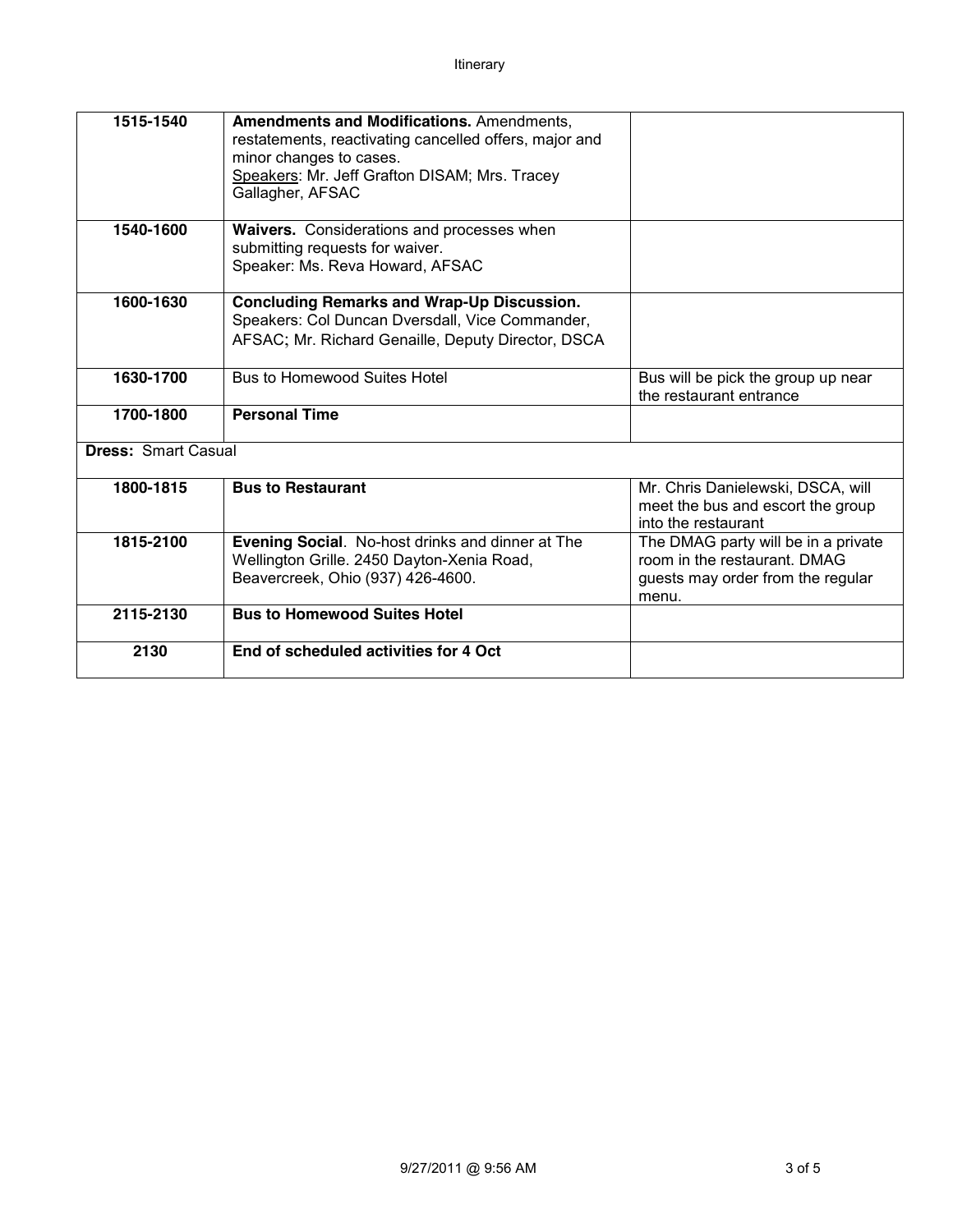| | | |
|---|---|---|
| **1515-1540** | **Amendments and Modifications.** Amendments, restatements, reactivating cancelled offers, major and minor changes to cases.<br>Speakers: Mr. Jeff Grafton DISAM; Mrs. Tracey Gallagher, AFSAC | |
| **1540-1600** | **Waivers.** Considerations and processes when submitting requests for waiver.<br>Speaker: Ms. Reva Howard, AFSAC | |
| **1600-1630** | **Concluding Remarks and Wrap-Up Discussion.**<br>Speakers: Col Duncan Dversdall, Vice Commander, AFSAC; Mr. Richard Genaille, Deputy Director, DSCA | |
| **1630-1700** | Bus to Homewood Suites Hotel | Bus will be pick the group up near the restaurant entrance |
| **1700-1800** | **Personal Time** | |
| **Dress:** Smart Casual | | |
| **1800-1815** | **Bus to Restaurant** | Mr. Chris Danielewski, DSCA, will meet the bus and escort the group into the restaurant |
| **1815-2100** | **Evening Social**. No-host drinks and dinner at The Wellington Grille. 2450 Dayton-Xenia Road, Beavercreek, Ohio (937) 426-4600. | The DMAG party will be in a private room in the restaurant. DMAG guests may order from the regular menu. |
| **2115-2130** | **Bus to Homewood Suites Hotel** | |
| **2130** | **End of scheduled activities for 4 Oct** | |

9/27/2011 @ 9:56 AM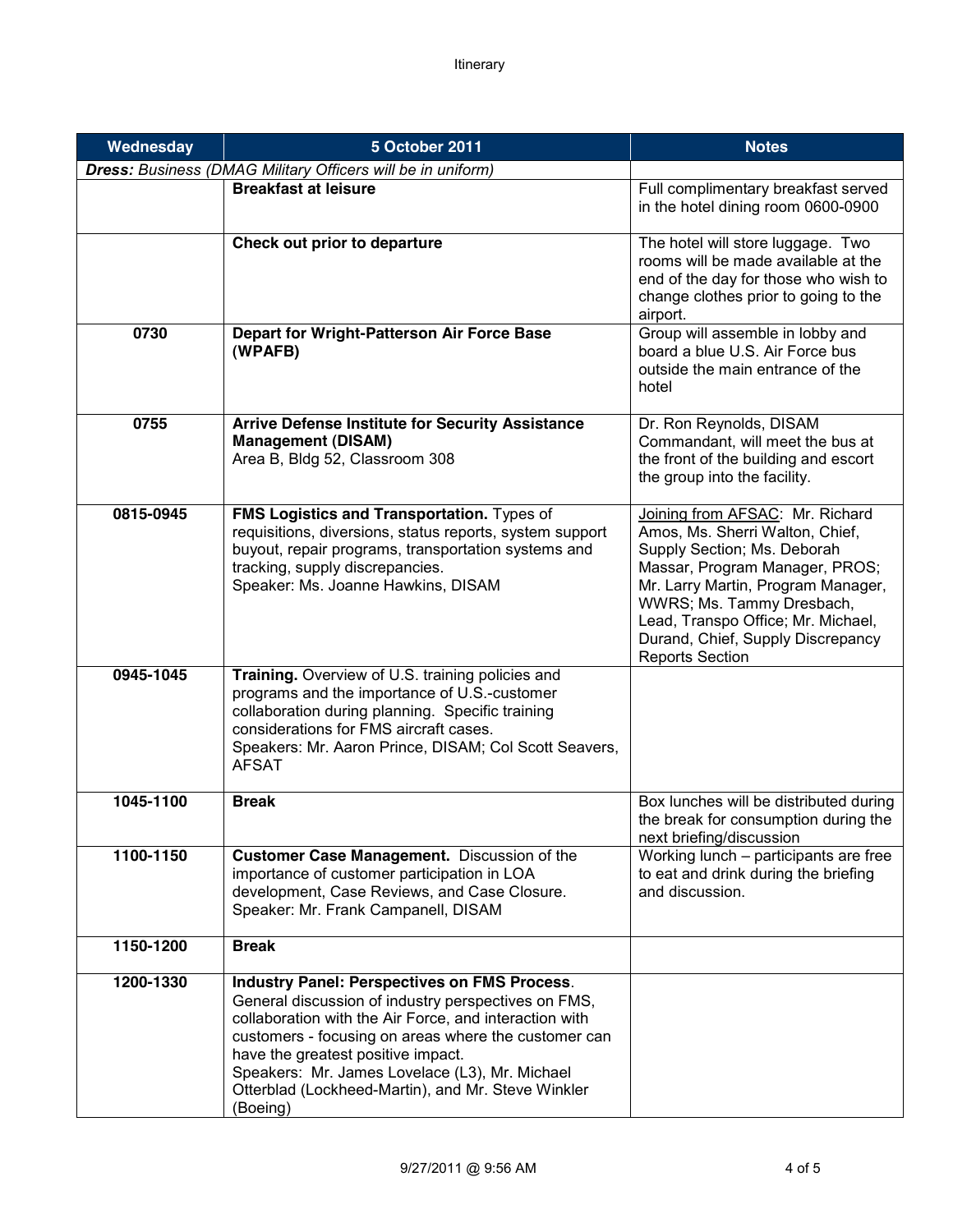| Wednesday | 5 October 2011 | Notes |
|---|---|---|
| ***Dress:*** *Business (DMAG Military Officers will be in uniform)* | | |
| | **Breakfast at leisure** | Full complimentary breakfast served in the hotel dining room 0600-0900 |
| | **Check out prior to departure** | The hotel will store luggage. Two rooms will be made available at the end of the day for those who wish to change clothes prior to going to the airport. |
| 0730 | **Depart for Wright-Patterson Air Force Base (WPAFB)** | Group will assemble in lobby and board a blue U.S. Air Force bus outside the main entrance of the hotel |
| 0755 | **Arrive Defense Institute for Security Assistance Management (DISAM)** Area B, Bldg 52, Classroom 308 | Dr. Ron Reynolds, DISAM Commandant, will meet the bus at the front of the building and escort the group into the facility. |
| 0815-0945 | **FMS Logistics and Transportation.** Types of requisitions, diversions, status reports, system support buyout, repair programs, transportation systems and tracking, supply discrepancies. Speaker: Ms. Joanne Hawkins, DISAM | Joining from AFSAC: Mr. Richard Amos, Ms. Sherri Walton, Chief, Supply Section; Ms. Deborah Massar, Program Manager, PROS; Mr. Larry Martin, Program Manager, WWRS; Ms. Tammy Dresbach, Lead, Transpo Office; Mr. Michael, Durand, Chief, Supply Discrepancy Reports Section |
| 0945-1045 | **Training.** Overview of U.S. training policies and programs and the importance of U.S.-customer collaboration during planning. Specific training considerations for FMS aircraft cases. Speakers: Mr. Aaron Prince, DISAM; Col Scott Seavers, AFSAT | |
| 1045-1100 | **Break** | Box lunches will be distributed during the break for consumption during the next briefing/discussion |
| 1100-1150 | **Customer Case Management.** Discussion of the importance of customer participation in LOA development, Case Reviews, and Case Closure. Speaker: Mr. Frank Campanell, DISAM | Working lunch – participants are free to eat and drink during the briefing and discussion. |
| 1150-1200 | **Break** | |
| 1200-1330 | **Industry Panel: Perspectives on FMS Process**. General discussion of industry perspectives on FMS, collaboration with the Air Force, and interaction with customers - focusing on areas where the customer can have the greatest positive impact. Speakers: Mr. James Lovelace (L3), Mr. Michael Otterblad (Lockheed-Martin), and Mr. Steve Winkler (Boeing) | |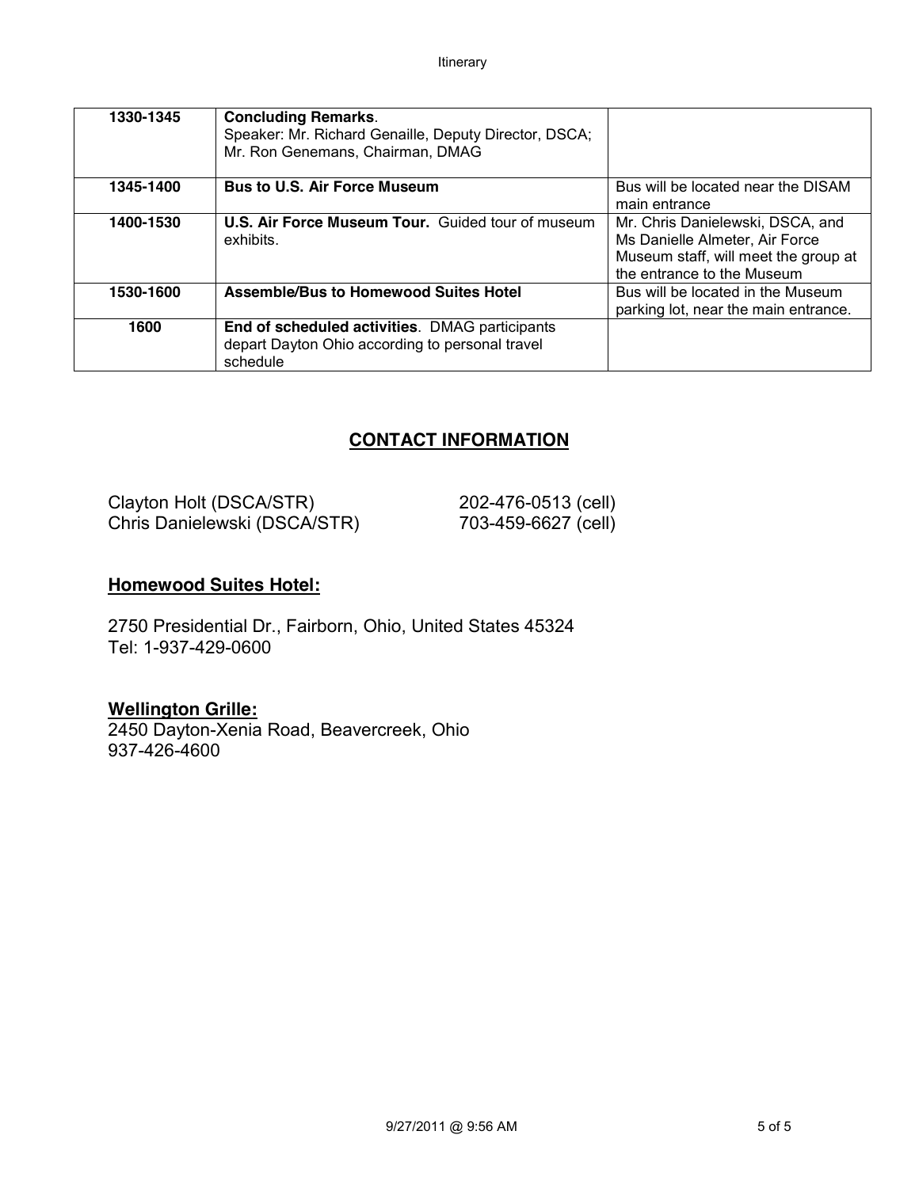| | | |
|---|---|---|
| **1330-1345** | **Concluding Remarks**. Speaker: Mr. Richard Genaille, Deputy Director, DSCA; Mr. Ron Genemans, Chairman, DMAG | |
| **1345-1400** | **Bus to U.S. Air Force Museum** | Bus will be located near the DISAM main entrance |
| **1400-1530** | **U.S. Air Force Museum Tour.** Guided tour of museum exhibits. | Mr. Chris Danielewski, DSCA, and Ms Danielle Almeter, Air Force Museum staff, will meet the group at the entrance to the Museum |
| **1530-1600** | **Assemble/Bus to Homewood Suites Hotel** | Bus will be located in the Museum parking lot, near the main entrance. |
| **1600** | **End of scheduled activities**. DMAG participants depart Dayton Ohio according to personal travel schedule | |

## CONTACT INFORMATION

Clayton Holt (DSCA/STR) 202-476-0513 (cell)
Chris Danielewski (DSCA/STR) 703-459-6627 (cell)

**Homewood Suites Hotel:**

2750 Presidential Dr., Fairborn, Ohio, United States 45324
Tel: 1-937-429-0600

**Wellington Grille:**
2450 Dayton-Xenia Road, Beavercreek, Ohio
937-426-4600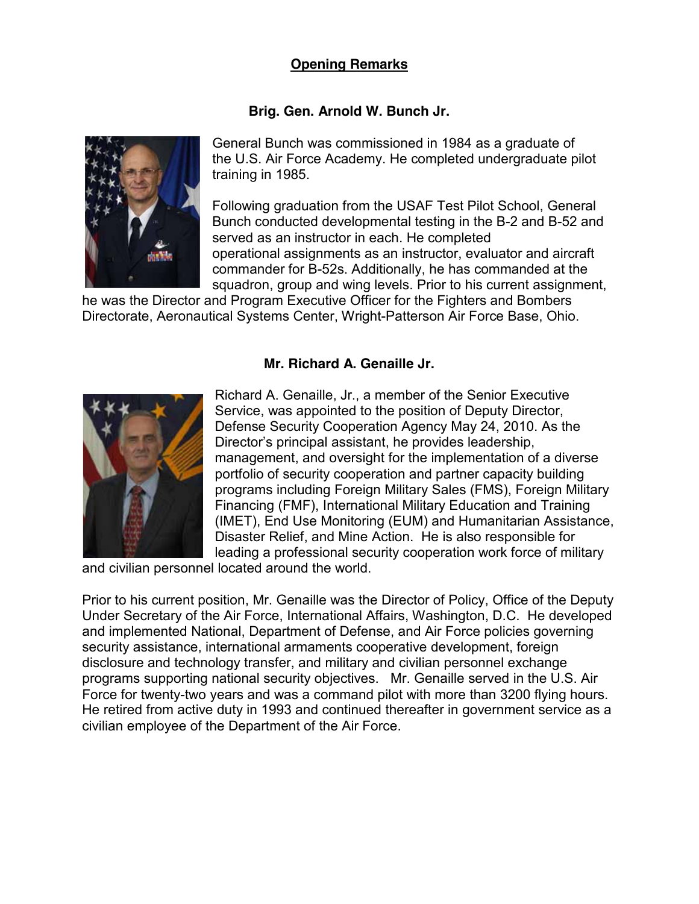# Opening Remarks

### Brig. Gen. Arnold W. Bunch Jr.

General Bunch was commissioned in 1984 as a graduate of the U.S. Air Force Academy. He completed undergraduate pilot training in 1985.

Following graduation from the USAF Test Pilot School, General Bunch conducted developmental testing in the B-2 and B-52 and served as an instructor in each. He completed operational assignments as an instructor, evaluator and aircraft commander for B-52s. Additionally, he has commanded at the squadron, group and wing levels. Prior to his current assignment, he was the Director and Program Executive Officer for the Fighters and Bombers Directorate, Aeronautical Systems Center, Wright-Patterson Air Force Base, Ohio.

### Mr. Richard A. Genaille Jr.

Richard A. Genaille, Jr., a member of the Senior Executive Service, was appointed to the position of Deputy Director, Defense Security Cooperation Agency May 24, 2010. As the Director's principal assistant, he provides leadership, management, and oversight for the implementation of a diverse portfolio of security cooperation and partner capacity building programs including Foreign Military Sales (FMS), Foreign Military Financing (FMF), International Military Education and Training (IMET), End Use Monitoring (EUM) and Humanitarian Assistance, Disaster Relief, and Mine Action. He is also responsible for leading a professional security cooperation work force of military and civilian personnel located around the world.

Prior to his current position, Mr. Genaille was the Director of Policy, Office of the Deputy Under Secretary of the Air Force, International Affairs, Washington, D.C. He developed and implemented National, Department of Defense, and Air Force policies governing security assistance, international armaments cooperative development, foreign disclosure and technology transfer, and military and civilian personnel exchange programs supporting national security objectives. Mr. Genaille served in the U.S. Air Force for twenty-two years and was a command pilot with more than 3200 flying hours. He retired from active duty in 1993 and continued thereafter in government service as a civilian employee of the Department of the Air Force.